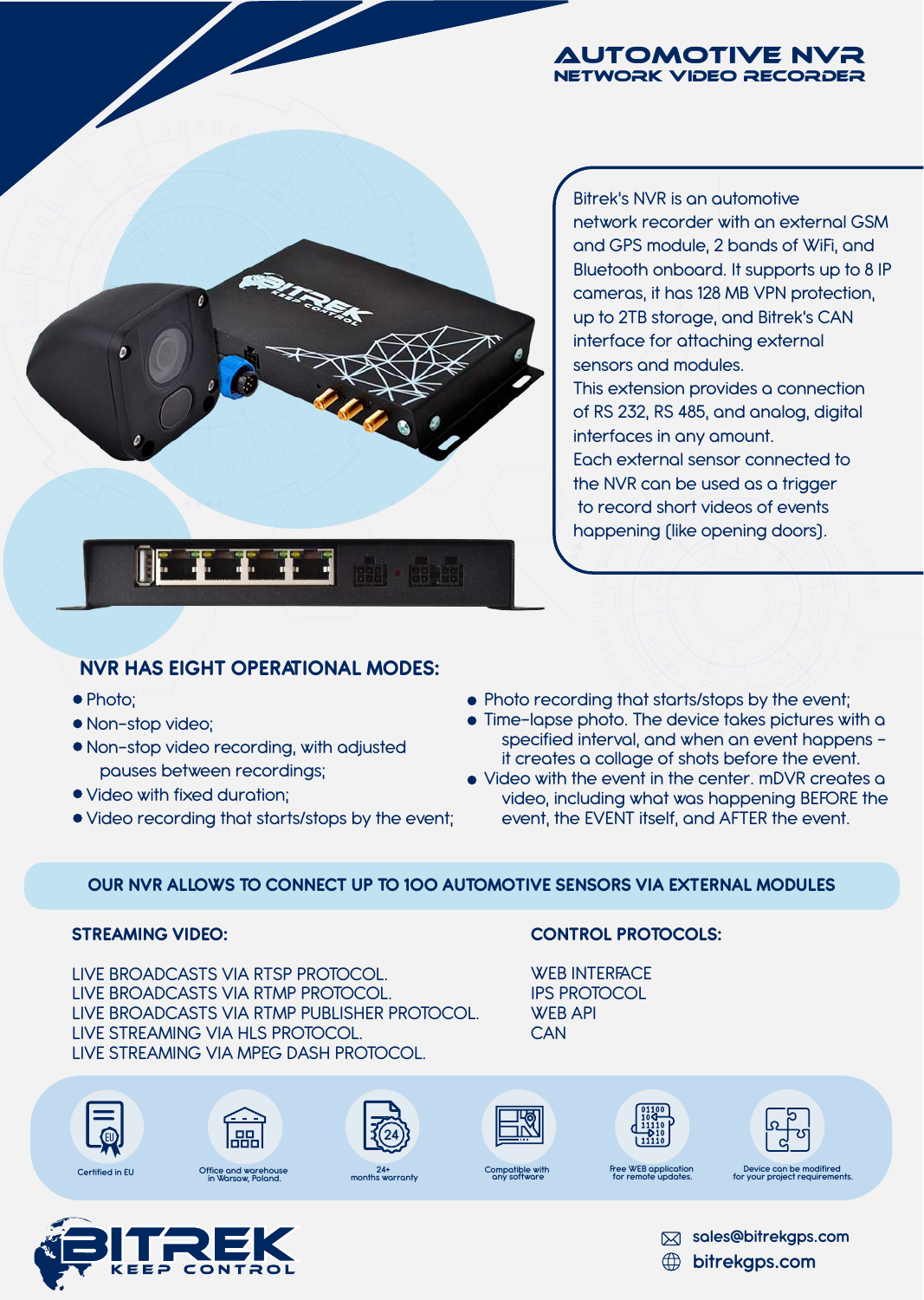# AUTOMOTIVE NVR
## NETWORK VIDEO RECORDER

Bitrek's NVR is an automotive network recorder with an external GSM and GPS module, 2 bands of WiFi, and Bluetooth onboard. It supports up to 8 IP cameras, it has 128 MB VPN protection, up to 2TB storage, and Bitrek's CAN interface for attaching external sensors and modules.
This extension provides a connection of RS 232, RS 485, and analog, digital interfaces in any amount.
Each external sensor connected to the NVR can be used as a trigger to record short videos of events happening (like opening doors).

## NVR HAS EIGHT OPERATIONAL MODES:

- Photo;
- Non-stop video;
- Non-stop video recording, with adjusted pauses between recordings;
- Video with fixed duration;
- Video recording that starts/stops by the event;
- Photo recording that starts/stops by the event;
- Time-lapse photo. The device takes pictures with a specified interval, and when an event happens – it creates a collage of shots before the event.
- Video with the event in the center. mDVR creates a video, including what was happening BEFORE the event, the EVENT itself, and AFTER the event.

**OUR NVR ALLOWS TO CONNECT UP TO 100 AUTOMOTIVE SENSORS VIA EXTERNAL MODULES**

### STREAMING VIDEO:

LIVE BROADCASTS VIA RTSP PROTOCOL.
LIVE BROADCASTS VIA RTMP PROTOCOL.
LIVE BROADCASTS VIA RTMP PUBLISHER PROTOCOL.
LIVE STREAMING VIA HLS PROTOCOL.
LIVE STREAMING VIA MPEG DASH PROTOCOL.

### CONTROL PROTOCOLS:

WEB INTERFACE
IPS PROTOCOL
WEB API
CAN

Certified in EU
Office and warehouse in Warsaw, Poland.
24+ months warranty
Compatible with any software
Free WEB application for remote updates.
Device can be modified for your project requirements.

BITREK KEEP CONTROL

sales@bitrekgps.com
bitrekgps.com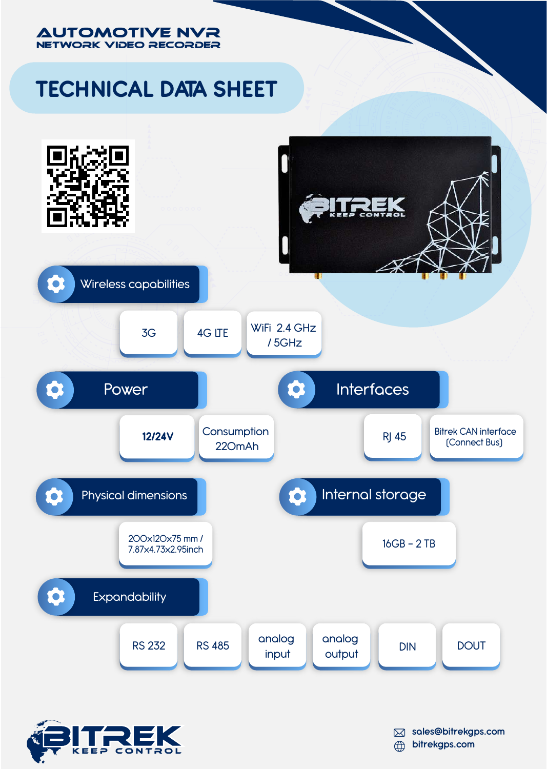# AUTOMOTIVE NVR

NETWORK VIDEO RECORDER

## TECHNICAL DATA SHEET

### Wireless capabilities

- 3G
- 4G LTE
- WiFi 2.4 GHz / 5GHz

### Power

- **12/24V**
- Consumption 220mAh

### Interfaces

- RJ 45
- Bitrek CAN interface (Connect Bus)

### Physical dimensions

- 200x120x75 mm / 7.87x4.73x2.95inch

### Internal storage

- 16GB – 2 TB

### Expandability

- RS 232
- RS 485
- analog input
- analog output
- DIN
- DOUT

BITREK KEEP CONTROL

sales@bitrekgps.com

bitrekgps.com